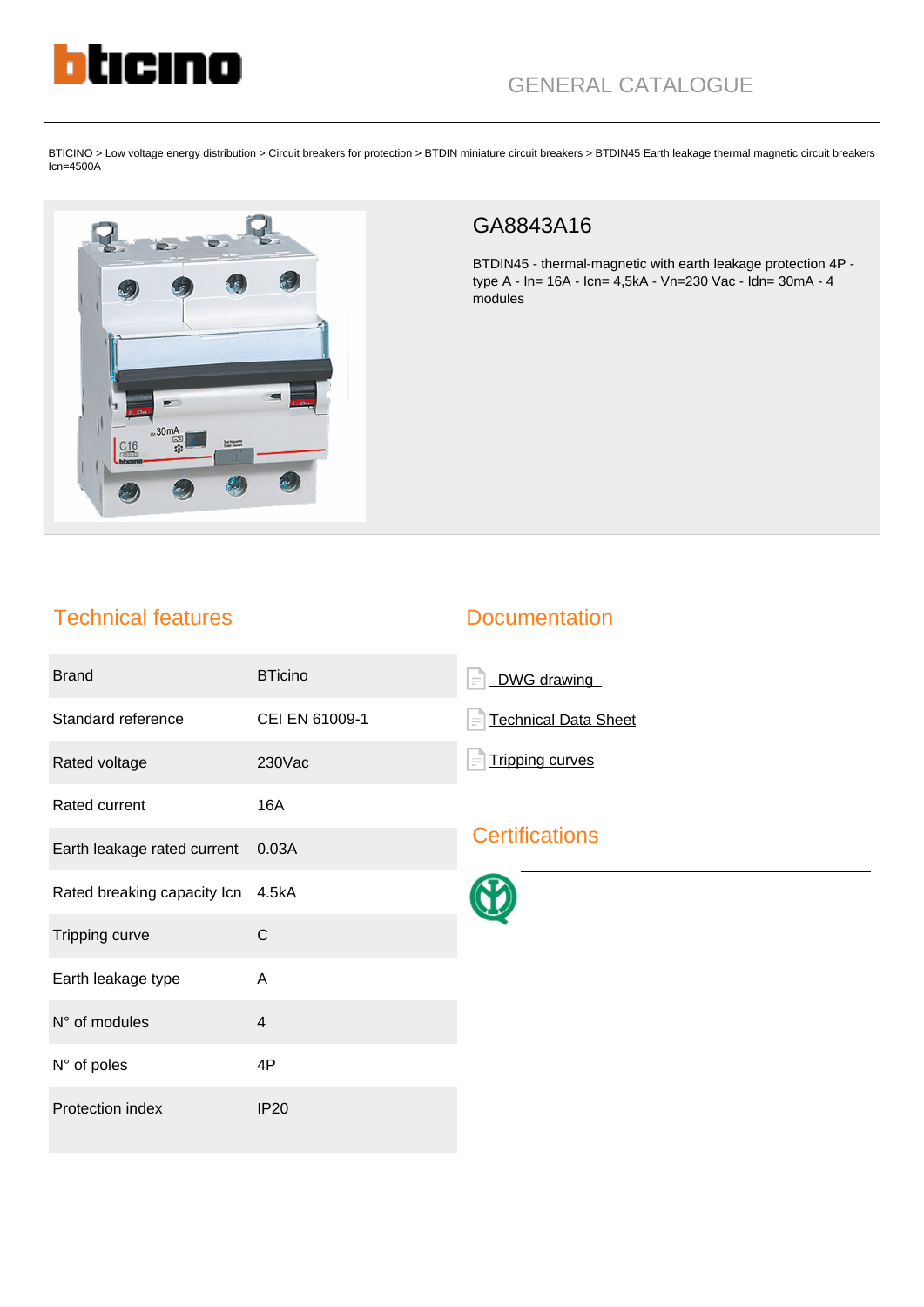# GENERAL CATALOGUE

BTICINO > Low voltage energy distribution > Circuit breakers for protection > BTDIN miniature circuit breakers > BTDIN45 Earth leakage thermal magnetic circuit breakers Icn=4500A

## GA8843A16

BTDIN45 - thermal-magnetic with earth leakage protection 4P - type A - In= 16A - Icn= 4,5kA - Vn=230 Vac - Idn= 30mA - 4 modules

## Technical features

| | |
|---|---|
| Brand | BTicino |
| Standard reference | CEI EN 61009-1 |
| Rated voltage | 230Vac |
| Rated current | 16A |
| Earth leakage rated current | 0.03A |
| Rated breaking capacity Icn | 4.5kA |
| Tripping curve | C |
| Earth leakage type | A |
| N° of modules | 4 |
| N° of poles | 4P |
| Protection index | IP20 |

## Documentation

- DWG drawing
- Technical Data Sheet
- Tripping curves

## Certifications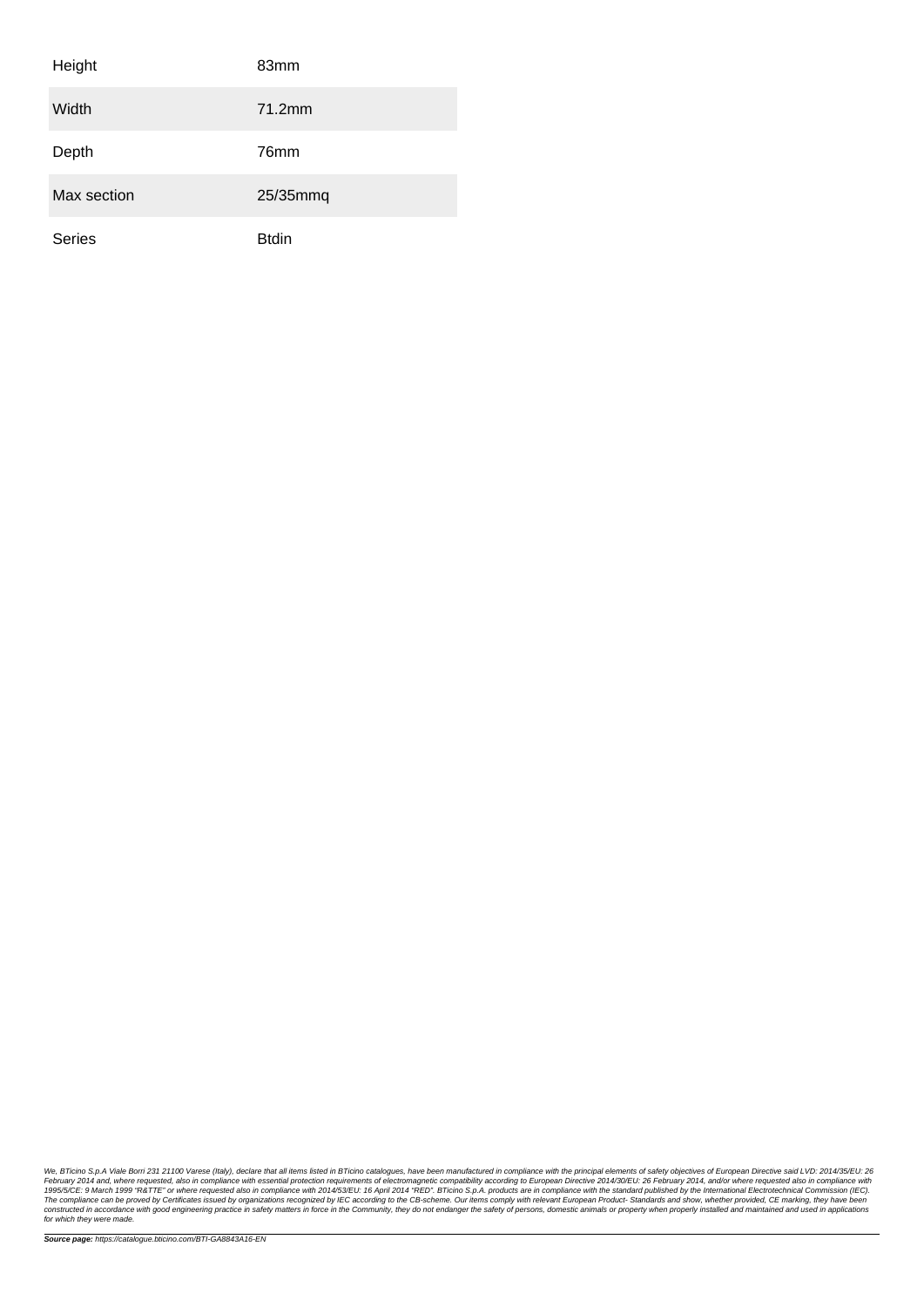| | |
|---|---|
| Height | 83mm |
| Width | 71.2mm |
| Depth | 76mm |
| Max section | 25/35mmq |
| Series | Btdin |

*We, BTicino S.p.A Viale Borri 231 21100 Varese (Italy), declare that all items listed in BTicino catalogues, have been manufactured in compliance with the principal elements of safety objectives of European Directive said LVD: 2014/35/EU: 26 February 2014 and, where requested, also in compliance with essential protection requirements of electromagnetic compatibility according to European Directive 2014/30/EU: 26 February 2014, and/or where requested also in compliance with 1995/5/CE: 9 March 1999 "R&TTE" or where requested also in compliance with 2014/53/EU: 16 April 2014 "RED". BTicino S.p.A. products are in compliance with the standard published by the International Electrotechnical Commission (IEC). The compliance can be proved by Certificates issued by organizations recognized by IEC according to the CB-scheme. Our items comply with relevant European Product- Standards and show, whether provided, CE marking, they have been constructed in accordance with good engineering practice in safety matters in force in the Community, they do not endanger the safety of persons, domestic animals or property when properly installed and maintained and used in applications for which they were made.*

***Source page:*** *https://catalogue.bticino.com/BTI-GA8843A16-EN*